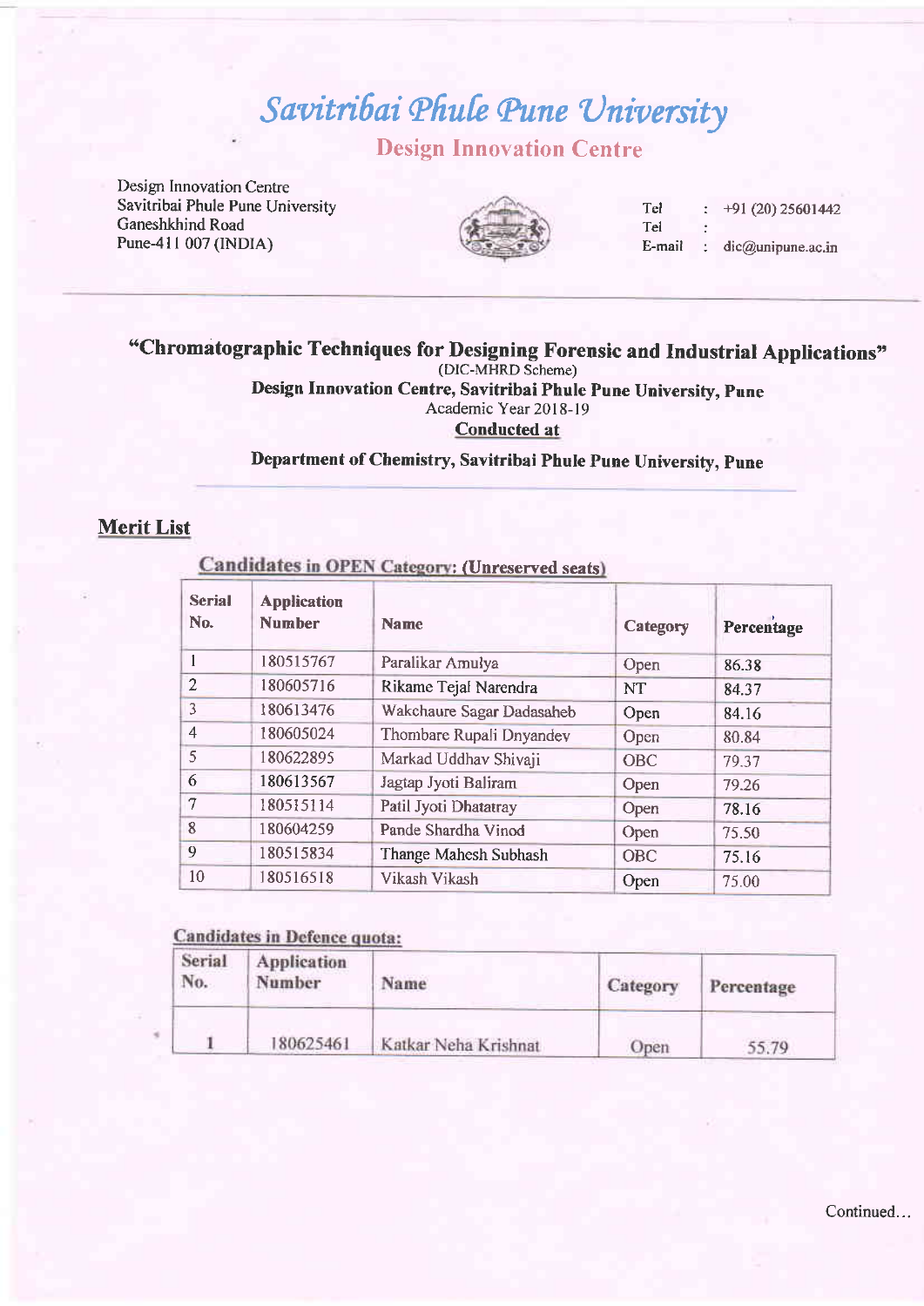# *Savitribai Phule Pune University*

## Design Innovation Centre

Design Innovation Centre
Savitribai Phule Pune University
Ganeshkhind Road
Pune-411 007 (INDIA)

Tel : +91 (20) 25601442
Tel :
E-mail : dic@unipune.ac.in

---

### "Chromatographic Techniques for Designing Forensic and Industrial Applications"

(DIC-MHRD Scheme)

**Design Innovation Centre, Savitribai Phule Pune University, Pune**

Academic Year 2018-19

**Conducted at**

**Department of Chemistry, Savitribai Phule Pune University, Pune**

## Merit List

**Candidates in OPEN Category: (Unreserved seats)**

| Serial No. | Application Number | Name | Category | Percentage |
|---|---|---|---|---|
| 1 | 180515767 | Paralikar Amulya | Open | 86.38 |
| 2 | 180605716 | Rikame Tejal Narendra | NT | 84.37 |
| 3 | 180613476 | Wakchaure Sagar Dadasaheb | Open | 84.16 |
| 4 | 180605024 | Thombare Rupali Dnyandev | Open | 80.84 |
| 5 | 180622895 | Markad Uddhav Shivaji | OBC | 79.37 |
| 6 | 180613567 | Jagtap Jyoti Baliram | Open | 79.26 |
| 7 | 180515114 | Patil Jyoti Dhatatray | Open | 78.16 |
| 8 | 180604259 | Pande Shardha Vinod | Open | 75.50 |
| 9 | 180515834 | Thange Mahesh Subhash | OBC | 75.16 |
| 10 | 180516518 | Vikash Vikash | Open | 75.00 |

**Candidates in Defence quota:**

| Serial No. | Application Number | Name | Category | Percentage |
|---|---|---|---|---|
| 1 | 180625461 | Katkar Neha Krishnat | Open | 55.79 |

Continued...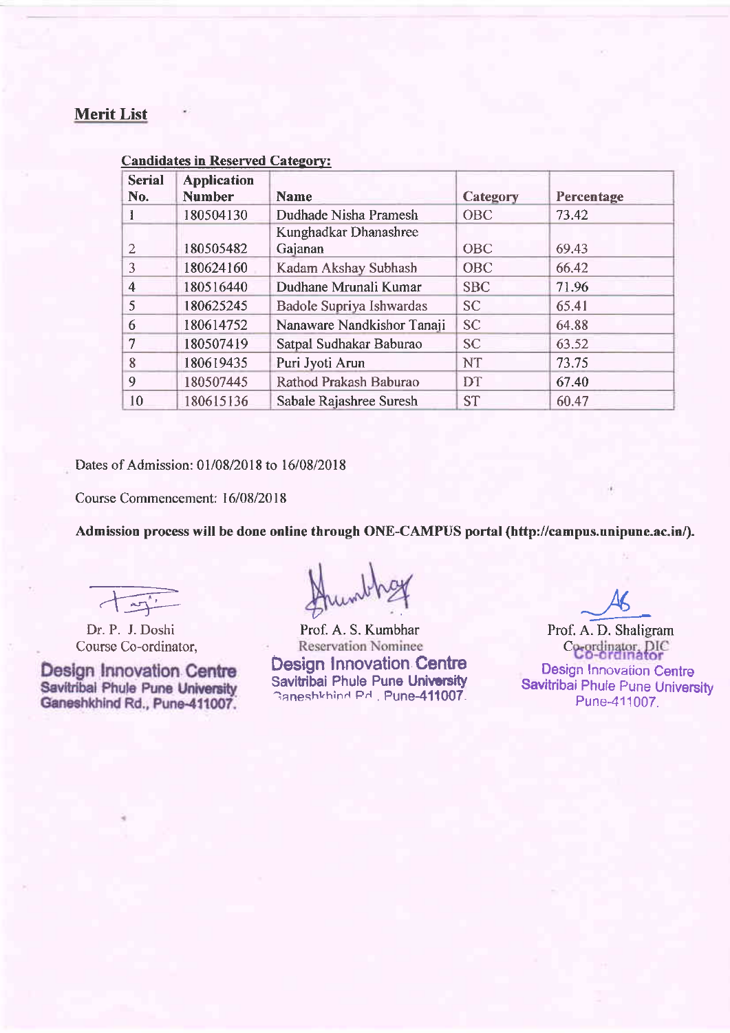## Merit List

**Candidates in Reserved Category:**

| Serial No. | Application Number | Name | Category | Percentage |
|---|---|---|---|---|
| 1 | 180504130 | Dudhade Nisha Pramesh | OBC | 73.42 |
| 2 | 180505482 | Kunghadkar Dhanashree Gajanan | OBC | 69.43 |
| 3 | 180624160 | Kadam Akshay Subhash | OBC | 66.42 |
| 4 | 180516440 | Dudhane Mrunali Kumar | SBC | 71.96 |
| 5 | 180625245 | Badole Supriya Ishwardas | SC | 65.41 |
| 6 | 180614752 | Nanaware Nandkishor Tanaji | SC | 64.88 |
| 7 | 180507419 | Satpal Sudhakar Baburao | SC | 63.52 |
| 8 | 180619435 | Puri Jyoti Arun | NT | 73.75 |
| 9 | 180507445 | Rathod Prakash Baburao | DT | 67.40 |
| 10 | 180615136 | Sabale Rajashree Suresh | ST | 60.47 |

Dates of Admission: 01/08/2018 to 16/08/2018

Course Commencement: 16/08/2018

**Admission process will be done online through ONE-CAMPUS portal (http://campus.unipune.ac.in/).**

Dr. P. J. Doshi
Course Co-ordinator,
Design Innovation Centre
Savitribai Phule Pune University
Ganeshkhind Rd., Pune-411007.

Prof. A. S. Kumbhar
Reservation Nominee
Design Innovation Centre
Savitribai Phule Pune University
Ganeshkhind Rd., Pune-411007.

Prof. A. D. Shaligram
Co-ordinator, DIC
Co-ordinator
Design Innovation Centre
Savitribai Phule Pune University
Pune-411007.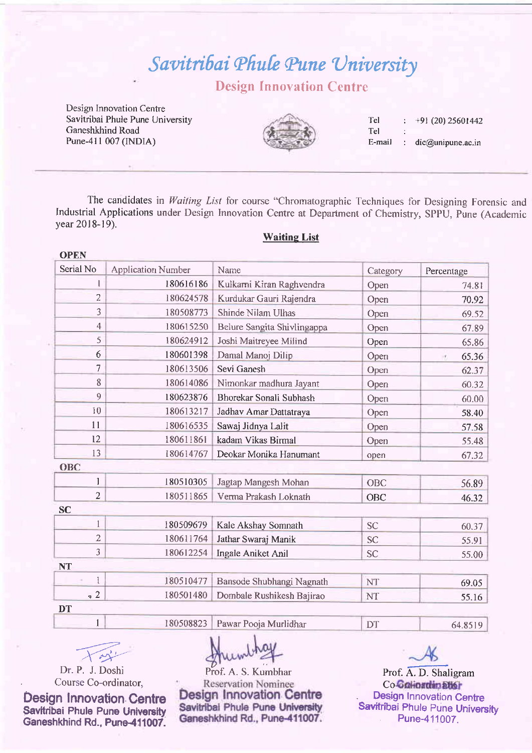# *Savitribai Phule Pune University*

## Design Innovation Centre

Design Innovation Centre
Savitribai Phule Pune University
Ganeshkhind Road
Pune-411 007 (INDIA)

Tel : +91 (20) 25601442
Tel :
E-mail : dic@unipune.ac.in

The candidates in *Waiting List* for course "Chromatographic Techniques for Designing Forensic and Industrial Applications under Design Innovation Centre at Department of Chemistry, SPPU, Pune (Academic year 2018-19).

**Waiting List**

**OPEN**

| Serial No | Application Number | Name | Category | Percentage |
|---|---|---|---|---|
| 1 | 180616186 | Kulkarni Kiran Raghvendra | Open | 74.81 |
| 2 | 180624578 | Kurdukar Gauri Rajendra | Open | 70.92 |
| 3 | 180508773 | Shinde Nilam Ulhas | Open | 69.52 |
| 4 | 180615250 | Belure Sangita Shivlingappa | Open | 67.89 |
| 5 | 180624912 | Joshi Maitreyee Milind | Open | 65.86 |
| 6 | 180601398 | Damal Manoj Dilip | Open | 65.36 |
| 7 | 180613506 | Sevi Ganesh | Open | 62.37 |
| 8 | 180614086 | Nimonkar madhura Jayant | Open | 60.32 |
| 9 | 180623876 | Bhorekar Sonali Subhash | Open | 60.00 |
| 10 | 180613217 | Jadhav Amar Dattatraya | Open | 58.40 |
| 11 | 180616535 | Sawaj Jidnya Lalit | Open | 57.58 |
| 12 | 180611861 | kadam Vikas Birmal | Open | 55.48 |
| 13 | 180614767 | Deokar Monika Hanumant | open | 67.32 |

**OBC**

| | | | | |
|---|---|---|---|---|
| 1 | 180510305 | Jagtap Mangesh Mohan | OBC | 56.89 |
| 2 | 180511865 | Verma Prakash Loknath | OBC | 46.32 |

**SC**

| | | | | |
|---|---|---|---|---|
| 1 | 180509679 | Kale Akshay Somnath | SC | 60.37 |
| 2 | 180611764 | Jathar Swaraj Manik | SC | 55.91 |
| 3 | 180612254 | Ingale Aniket Anil | SC | 55.00 |

**NT**

| | | | | |
|---|---|---|---|---|
| 1 | 180510477 | Bansode Shubhangi Nagnath | NT | 69.05 |
| 2 | 180501480 | Dombale Rushikesh Bajirao | NT | 55.16 |

**DT**

| | | | | |
|---|---|---|---|---|
| 1 | 180508823 | Pawar Pooja Murlidhar | DT | 64.8519 |

Dr. P. J. Doshi
Course Co-ordinator,
**Design Innovation Centre**
**Savitribai Phule Pune University**
**Ganeshkhind Rd., Pune-411007.**

Prof. A. S. Kumbhar
Reservation Nominee
**Design Innovation Centre**
**Savitribai Phule Pune University**
**Ganeshkhind Rd., Pune-411007.**

Prof. A. D. Shaligram
Co-Coordinator
Design Innovation Centre
Savitribai Phule Pune University
Pune-411007.